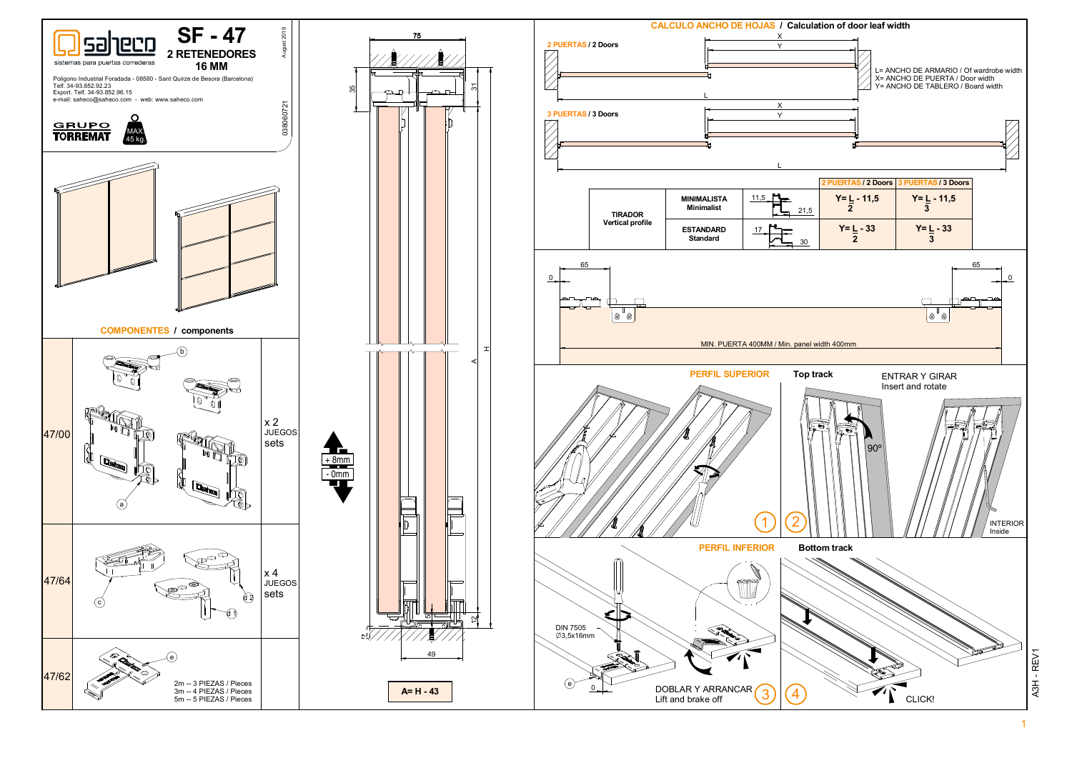# SF - 47

## 2 RETENEDORES
## 16 MM

sistemas para puertas correderas

August 2019

038060721

Polígono Industrial Foradada - 08580 - Sant Quirze de Besora (Barcelona)
Telf. 34-93.852.92.23
Export. Telf. 34-93.852.96.15
e-mail: saheco@saheco.com - web: www.saheco.com

GRUPO TORREMAT

MAX. 45 kg.

### COMPONENTES / components

| Ref. | Components | Quantity |
|---|---|---|
| 47/00 | a, b | x 2 JUEGOS sets |
| 47/64 | c, d 1, d 2 | x 4 JUEGOS sets |
| 47/62 | e — 2m -- 3 PIEZAS / Pieces; 3m -- 4 PIEZAS / Pieces; 5m -- 5 PIEZAS / Pieces | |

75

35

31

A

H

+ 8mm
- 0mm

12

5

2

49

**A= H - 43**

### CALCULO ANCHO DE HOJAS / Calculation of door leaf width

**2 PUERTAS / 2 Doors**

**3 PUERTAS / 3 Doors**

X

Y

L

L= ANCHO DE ARMARIO / Of wardrobe width
X= ANCHO DE PUERTA / Door width
Y= ANCHO DE TABLERO / Board width

| TIRADOR Vertical profile | | | 2 PUERTAS / 2 Doors | 3 PUERTAS / 3 Doors |
|---|---|---|---|---|
| | MINIMALISTA Minimalist | 11,5 / 21,5 | $Y= \frac{L}{2} - 11{,}5$ | $Y= \frac{L}{3} - 11{,}5$ |
| | ESTANDARD Standard | 17 / 30 | $Y= \frac{L}{2} - 33$ | $Y= \frac{L}{3} - 33$ |

65

0

65

0

MIN. PUERTA 400MM / Min. panel width 400mm

### PERFIL SUPERIOR / Top track

ENTRAR Y GIRAR
Insert and rotate

90°

INTERIOR
Inside

1

2

### PERFIL INFERIOR / Bottom track

DIN 7505
Ø3,5x16mm

e

0

DOBLAR Y ARRANCAR
Lift and brake off

3

4

CLICK!

A3H - REV1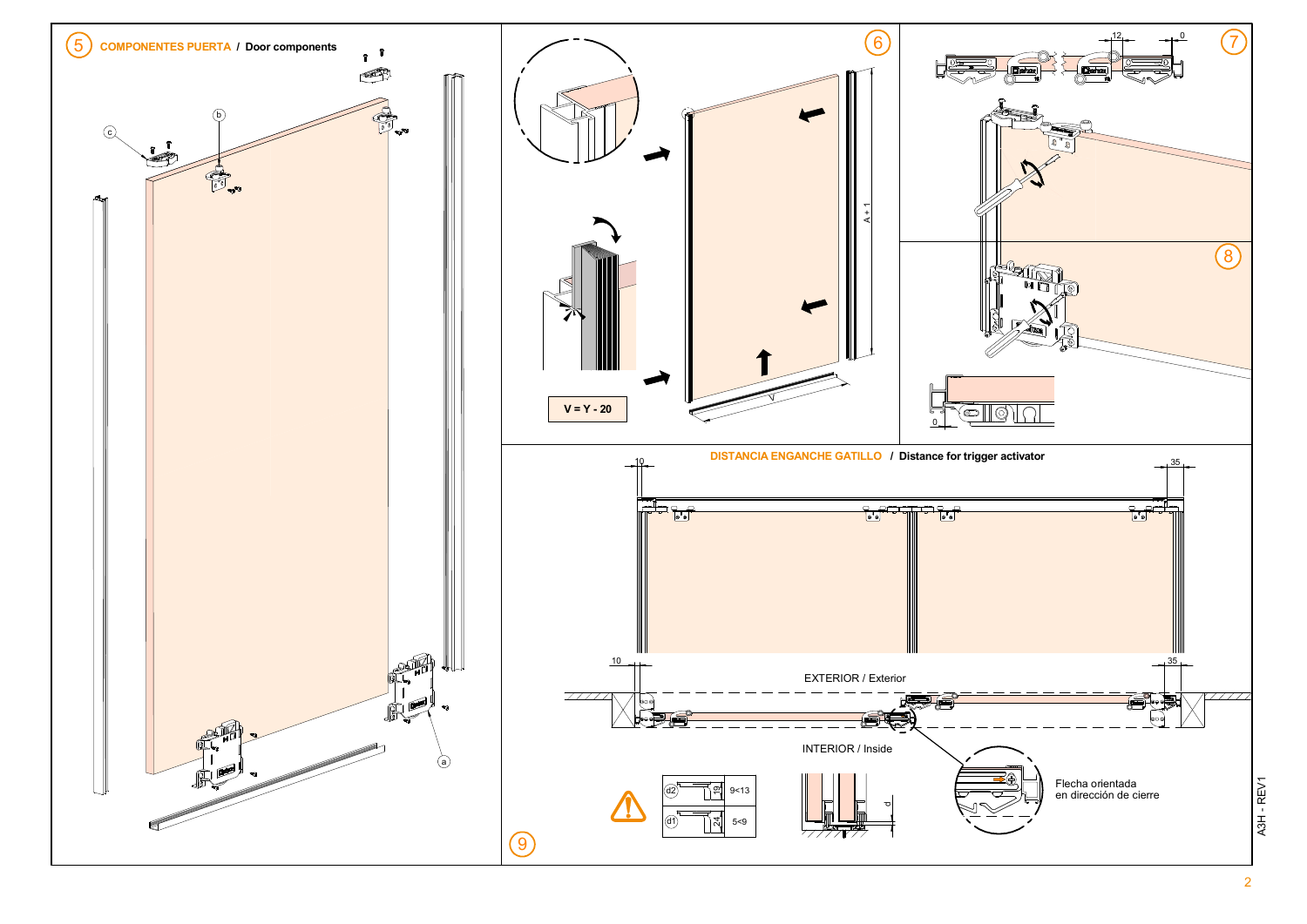## 5 COMPONENTES PUERTA / Door components

a

b

c

## 6

V = Y - 20

A + 1

V

## 7

12

0

## 8

0

## 9 DISTANCIA ENGANCHE GATILLO / Distance for trigger activator

10

35

10

35

EXTERIOR / Exterior

INTERIOR / Inside

| | | |
|---|---|---|
| d2 | 19 | 9<13 |
| d1 | 24 | 5<9 |

d

Flecha orientada en dirección de cierre

A3H - REV1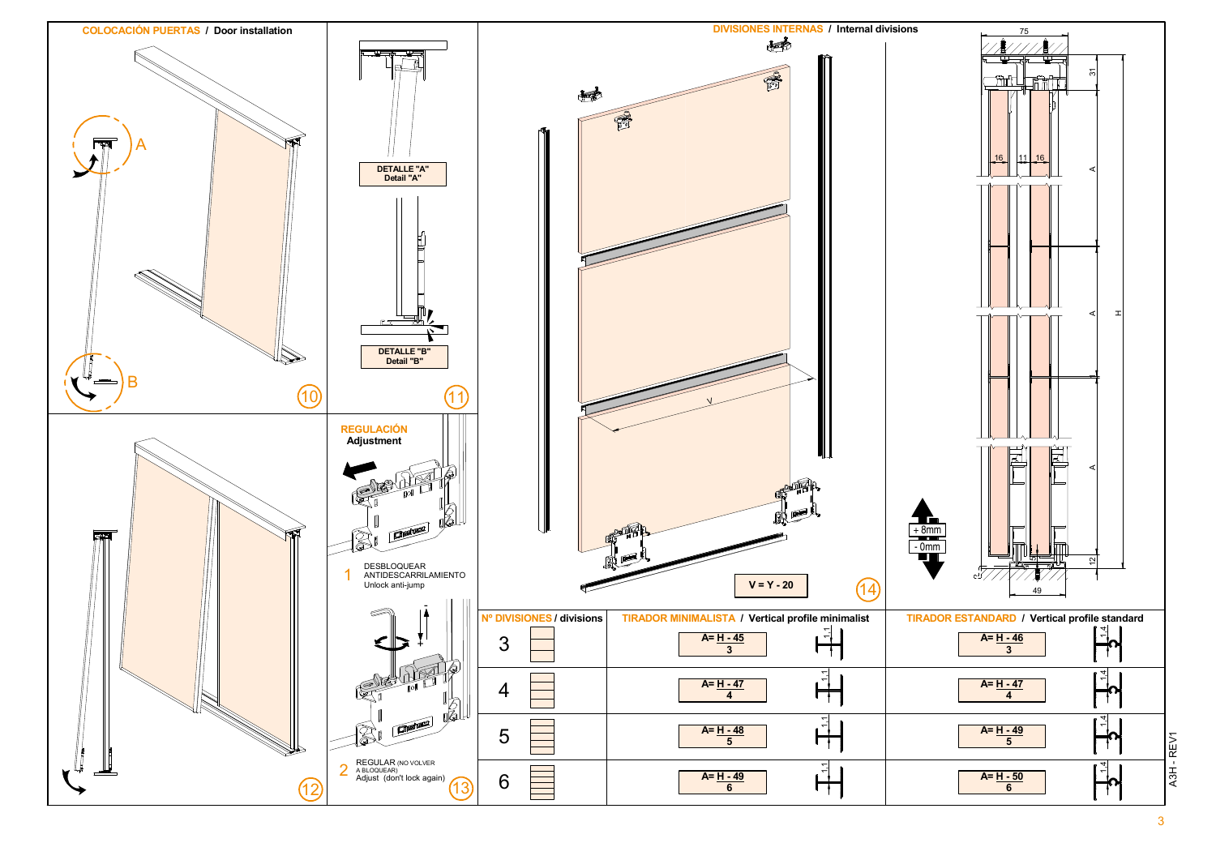## COLOCACIÓN PUERTAS / Door installation

A

B

(10)

DETALLE "A"
Detail "A"

DETALLE "B"
Detail "B"

(11)

(12)

## REGULACIÓN
**Adjustment**

1. DESBLOQUEAR ANTIDESCARRILAMIENTO
Unlock anti-jump

2. REGULAR (NO VOLVER A BLOQUEAR)
Adjust (don't lock again)

(13)

## DIVISIONES INTERNAS / Internal divisions

V

V = Y - 20

(14)

75, 31, 16, 11, 16, A, H, A, A, 12, 49

+ 8mm
- 0mm

| Nº DIVISIONES / divisions | TIRADOR MINIMALISTA / Vertical profile minimalist | TIRADOR ESTANDARD / Vertical profile standard |
|---|---|---|
| 3 | $A = \frac{H - 45}{3}$ (1,1) | $A = \frac{H - 46}{3}$ (1,4) |
| 4 | $A = \frac{H - 47}{4}$ (1,1) | $A = \frac{H - 47}{4}$ (1,4) |
| 5 | $A = \frac{H - 48}{5}$ (1,1) | $A = \frac{H - 49}{5}$ (1,4) |
| 6 | $A = \frac{H - 49}{6}$ (1,1) | $A = \frac{H - 50}{6}$ (1,4) |

A3H - REV1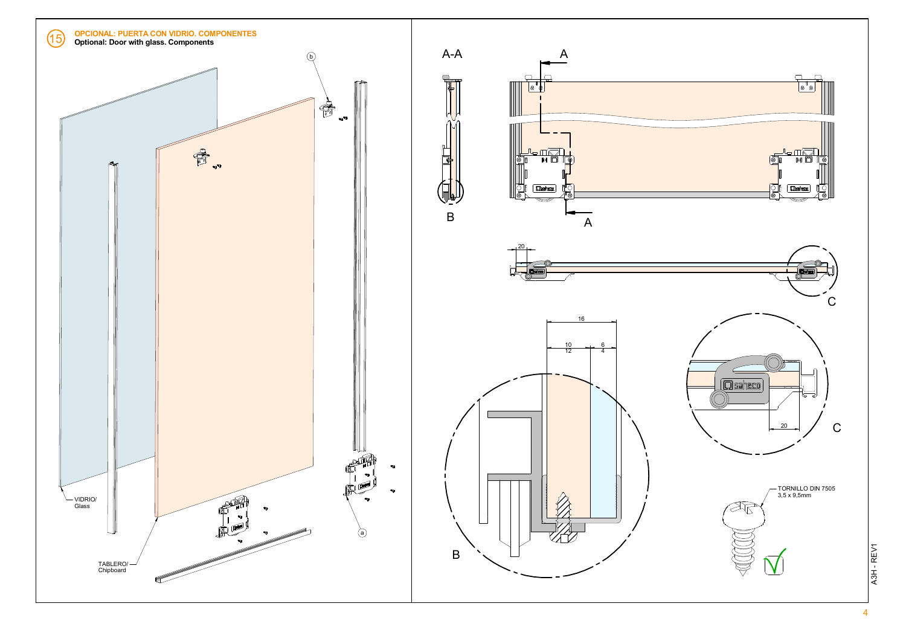## 15 OPCIONAL: PUERTA CON VIDRIO. COMPONENTES

**Optional: Door with glass. Components**

b

VIDRIO/
Glass

TABLERO/
Chipboard

a

A-A

A

A

B

20

C

16

10
12

6
4

20

C

B

TORNILLO DIN 7505
3,5 x 9,5mm

A3H - REV1